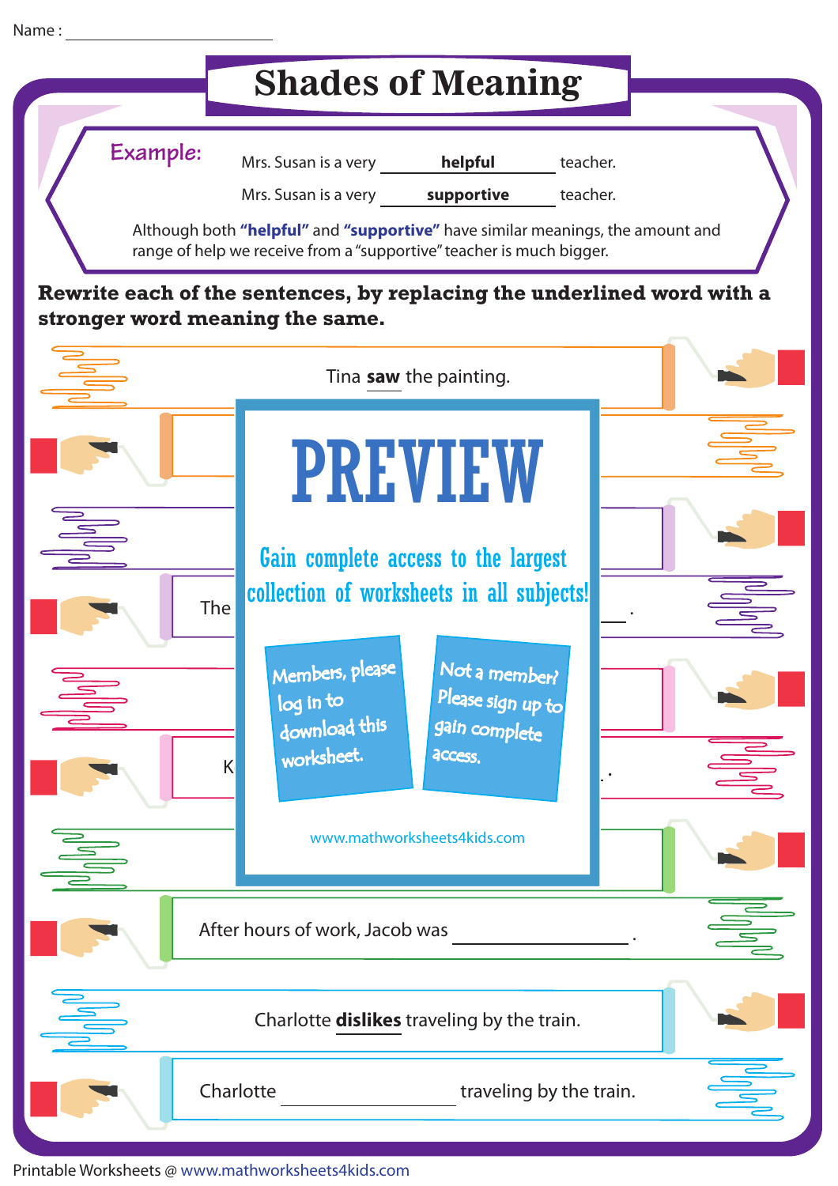Name : ______________________

# Shades of Meaning

**Example:**

Mrs. Susan is a very **helpful** teacher.

Mrs. Susan is a very **supportive** teacher.

Although both **"helpful"** and **"supportive"** have similar meanings, the amount and range of help we receive from a "supportive" teacher is much bigger.

**Rewrite each of the sentences, by replacing the underlined word with a stronger word meaning the same.**

Tina **saw** the painting.

PREVIEW

Gain complete access to the largest collection of worksheets in all subjects!

Members, please log in to download this worksheet.

Not a member? Please sign up to gain complete access.

www.mathworksheets4kids.com

The ______________________.

K ______________________.

After hours of work, Jacob was ______________________.

Charlotte **dislikes** traveling by the train.

Charlotte ______________________ traveling by the train.

Printable Worksheets @ www.mathworksheets4kids.com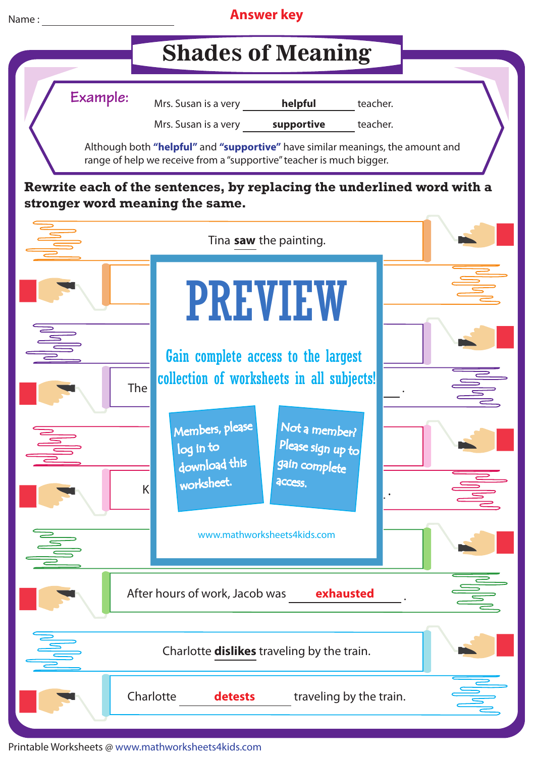Name : ______________________

**Answer key**

# Shades of Meaning

**Example:**

Mrs. Susan is a very **helpful** teacher.

Mrs. Susan is a very **supportive** teacher.

Although both **"helpful"** and **"supportive"** have similar meanings, the amount and range of help we receive from a "supportive" teacher is much bigger.

**Rewrite each of the sentences, by replacing the underlined word with a stronger word meaning the same.**

Tina **saw** the painting.

The ______________ .

K ______________ .

After hours of work, Jacob was **exhausted** .

Charlotte **dislikes** traveling by the train.

Charlotte **detests** traveling by the train.

PREVIEW

Gain complete access to the largest collection of worksheets in all subjects!

Members, please log in to download this worksheet.

Not a member? Please sign up to gain complete access.

www.mathworksheets4kids.com